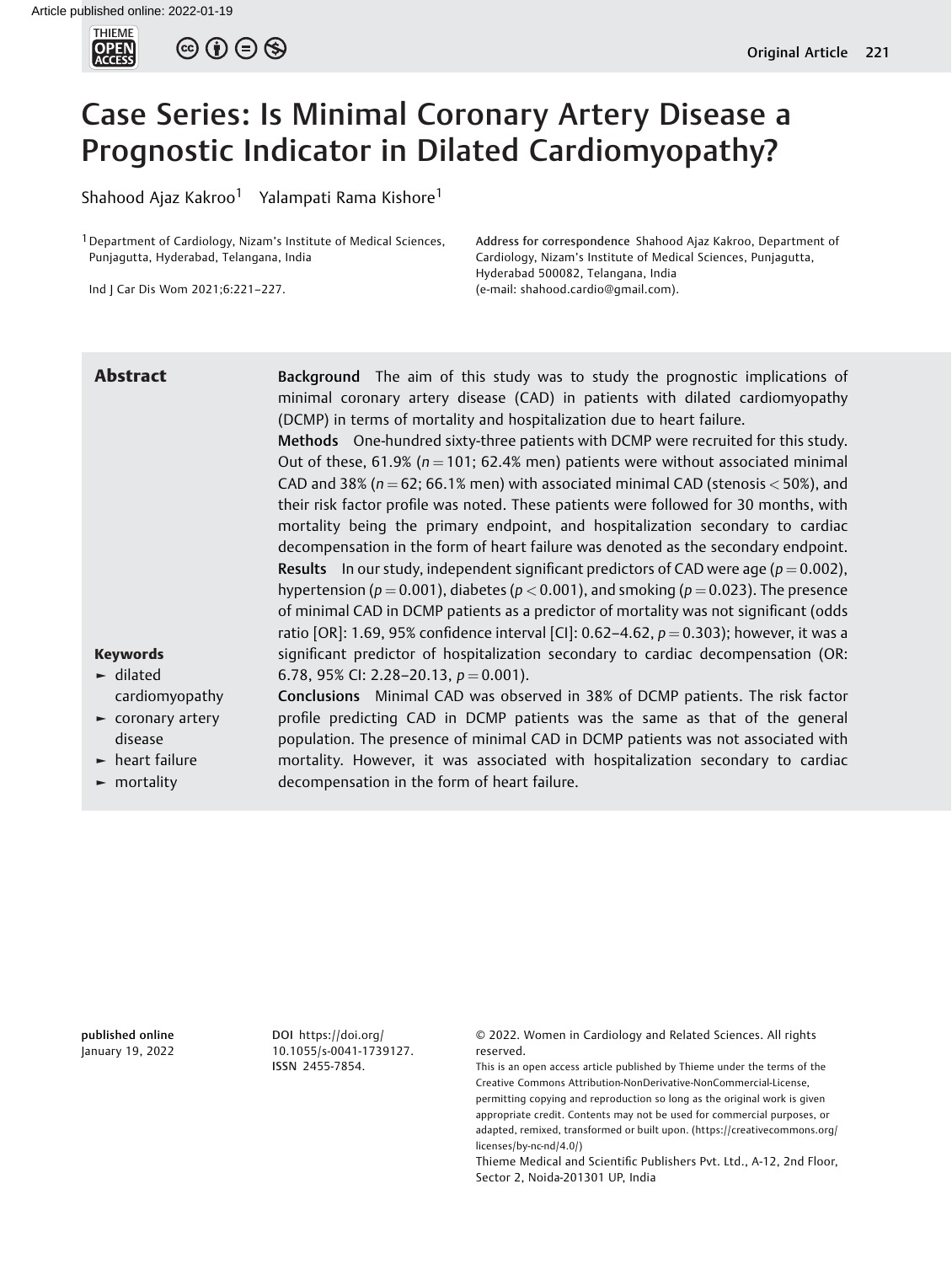# Case Series: Is Minimal Coronary Artery Disease a Prognostic Indicator in Dilated Cardiomyopathy?

Shahood Ajaz Kakroo[1] Yalampati Rama Kishore[1]

[1] Department of Cardiology, Nizam's Institute of Medical Sciences, Punjagutta, Hyderabad, Telangana, India

Ind J Car Dis Wom 2021;6:221–227.

**Address for correspondence** Shahood Ajaz Kakroo, Department of Cardiology, Nizam's Institute of Medical Sciences, Punjagutta, Hyderabad 500082, Telangana, India (e-mail: shahood.cardio@gmail.com).

## Abstract

**Background** The aim of this study was to study the prognostic implications of minimal coronary artery disease (CAD) in patients with dilated cardiomyopathy (DCMP) in terms of mortality and hospitalization due to heart failure.

**Methods** One-hundred sixty-three patients with DCMP were recruited for this study. Out of these, 61.9% ($n = 101$; 62.4% men) patients were without associated minimal CAD and 38% ($n = 62$; 66.1% men) with associated minimal CAD (stenosis < 50%), and their risk factor profile was noted. These patients were followed for 30 months, with mortality being the primary endpoint, and hospitalization secondary to cardiac decompensation in the form of heart failure was denoted as the secondary endpoint.

**Results** In our study, independent significant predictors of CAD were age ($p = 0.002$), hypertension ($p = 0.001$), diabetes ($p < 0.001$), and smoking ($p = 0.023$). The presence of minimal CAD in DCMP patients as a predictor of mortality was not significant (odds ratio [OR]: 1.69, 95% confidence interval [CI]: 0.62–4.62, $p = 0.303$); however, it was a significant predictor of hospitalization secondary to cardiac decompensation (OR: 6.78, 95% CI: 2.28–20.13, $p = 0.001$).

**Conclusions** Minimal CAD was observed in 38% of DCMP patients. The risk factor profile predicting CAD in DCMP patients was the same as that of the general population. The presence of minimal CAD in DCMP patients was not associated with mortality. However, it was associated with hospitalization secondary to cardiac decompensation in the form of heart failure.

**Keywords**
- dilated cardiomyopathy
- coronary artery disease
- heart failure
- mortality

**published online** January 19, 2022

**DOI** https://doi.org/10.1055/s-0041-1739127.
**ISSN** 2455-7854.

© 2022. Women in Cardiology and Related Sciences. All rights reserved.
This is an open access article published by Thieme under the terms of the Creative Commons Attribution-NonDerivative-NonCommercial-License, permitting copying and reproduction so long as the original work is given appropriate credit. Contents may not be used for commercial purposes, or adapted, remixed, transformed or built upon. (https://creativecommons.org/licenses/by-nc-nd/4.0/)
Thieme Medical and Scientific Publishers Pvt. Ltd., A-12, 2nd Floor, Sector 2, Noida-201301 UP, India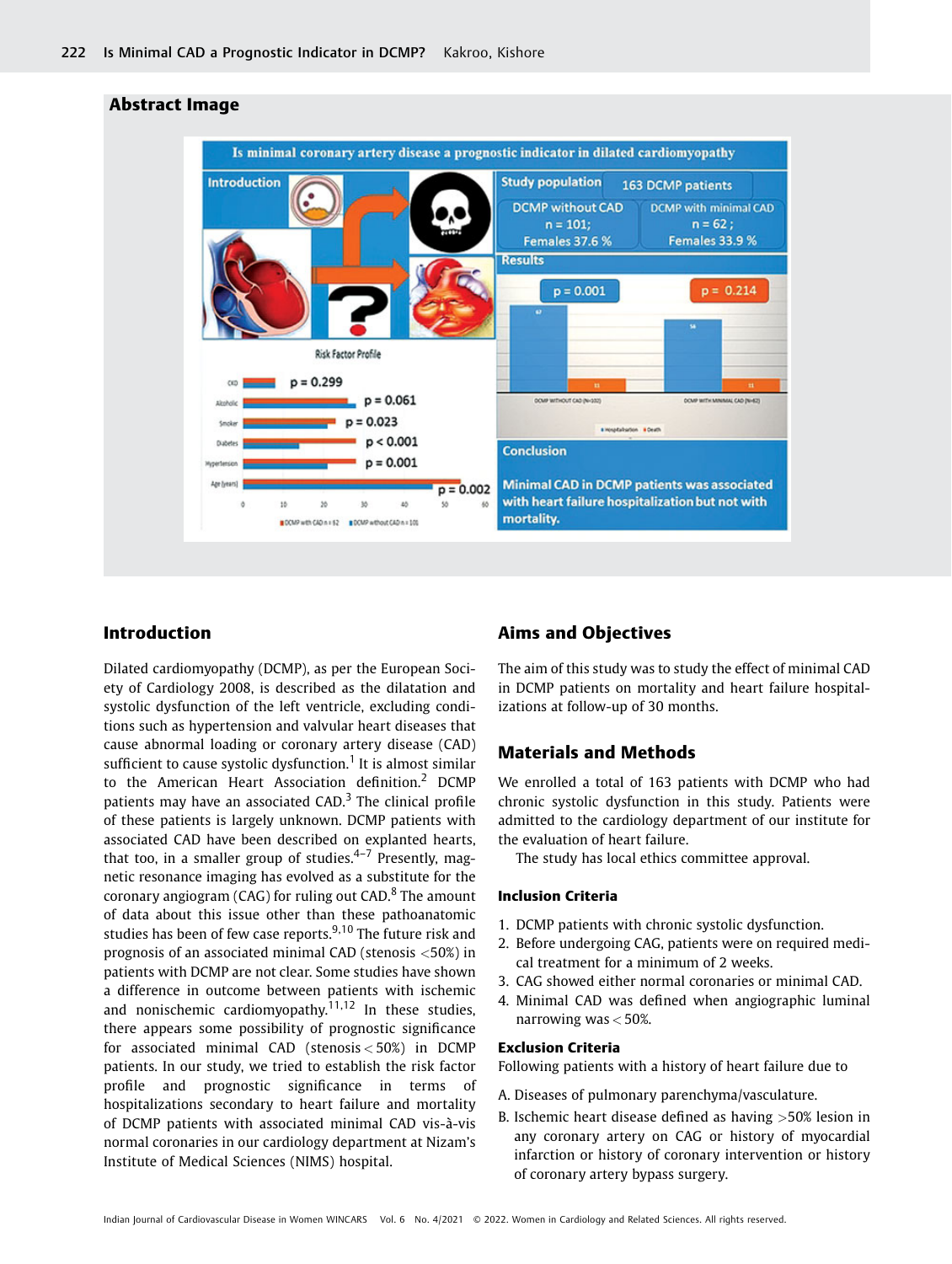## Abstract Image

Is minimal coronary artery disease a prognostic indicator in dilated cardiomyopathy

Introduction

Study population: 163 DCMP patients

DCMP without CAD n = 101; Females 37.6 %

DCMP with minimal CAD n = 62 ; Females 33.9 %

Results

p = 0.001

p = 0.214

Risk Factor Profile

CKD p = 0.299

Alcoholic p = 0.061

Smoker p = 0.023

Diabetes p < 0.001

Hypertension p = 0.001

Age (years) p = 0.002

Conclusion

Minimal CAD in DCMP patients was associated with heart failure hospitalization but not with mortality.

## Introduction

Dilated cardiomyopathy (DCMP), as per the European Society of Cardiology 2008, is described as the dilatation and systolic dysfunction of the left ventricle, excluding conditions such as hypertension and valvular heart diseases that cause abnormal loading or coronary artery disease (CAD) sufficient to cause systolic dysfunction.[1] It is almost similar to the American Heart Association definition.[2] DCMP patients may have an associated CAD.[3] The clinical profile of these patients is largely unknown. DCMP patients with associated CAD have been described on explanted hearts, that too, in a smaller group of studies.[4–7] Presently, magnetic resonance imaging has evolved as a substitute for the coronary angiogram (CAG) for ruling out CAD.[8] The amount of data about this issue other than these pathoanatomic studies has been of few case reports.[9,10] The future risk and prognosis of an associated minimal CAD (stenosis <50%) in patients with DCMP are not clear. Some studies have shown a difference in outcome between patients with ischemic and nonischemic cardiomyopathy.[11,12] In these studies, there appears some possibility of prognostic significance for associated minimal CAD (stenosis < 50%) in DCMP patients. In our study, we tried to establish the risk factor profile and prognostic significance in terms of hospitalizations secondary to heart failure and mortality of DCMP patients with associated minimal CAD vis-à-vis normal coronaries in our cardiology department at Nizam's Institute of Medical Sciences (NIMS) hospital.

## Aims and Objectives

The aim of this study was to study the effect of minimal CAD in DCMP patients on mortality and heart failure hospitalizations at follow-up of 30 months.

## Materials and Methods

We enrolled a total of 163 patients with DCMP who had chronic systolic dysfunction in this study. Patients were admitted to the cardiology department of our institute for the evaluation of heart failure.

The study has local ethics committee approval.

### Inclusion Criteria

1. DCMP patients with chronic systolic dysfunction.
2. Before undergoing CAG, patients were on required medical treatment for a minimum of 2 weeks.
3. CAG showed either normal coronaries or minimal CAD.
4. Minimal CAD was defined when angiographic luminal narrowing was < 50%.

### Exclusion Criteria

Following patients with a history of heart failure due to

A. Diseases of pulmonary parenchyma/vasculature.
B. Ischemic heart disease defined as having >50% lesion in any coronary artery on CAG or history of myocardial infarction or history of coronary intervention or history of coronary artery bypass surgery.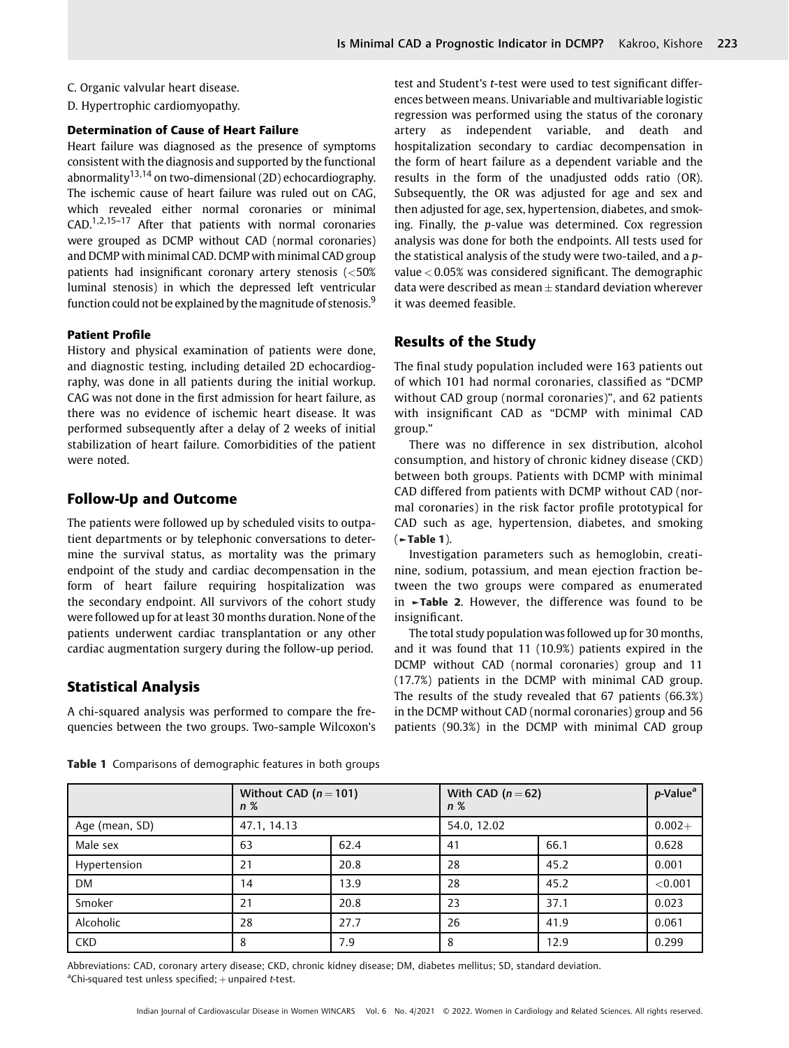C. Organic valvular heart disease.

D. Hypertrophic cardiomyopathy.

#### Determination of Cause of Heart Failure

Heart failure was diagnosed as the presence of symptoms consistent with the diagnosis and supported by the functional abnormality[13,14] on two-dimensional (2D) echocardiography. The ischemic cause of heart failure was ruled out on CAG, which revealed either normal coronaries or minimal CAD.[1,2,15–17] After that patients with normal coronaries were grouped as DCMP without CAD (normal coronaries) and DCMP with minimal CAD. DCMP with minimal CAD group patients had insignificant coronary artery stenosis (<50% luminal stenosis) in which the depressed left ventricular function could not be explained by the magnitude of stenosis.[9]

#### Patient Profile

History and physical examination of patients were done, and diagnostic testing, including detailed 2D echocardiography, was done in all patients during the initial workup. CAG was not done in the first admission for heart failure, as there was no evidence of ischemic heart disease. It was performed subsequently after a delay of 2 weeks of initial stabilization of heart failure. Comorbidities of the patient were noted.

## Follow-Up and Outcome

The patients were followed up by scheduled visits to outpatient departments or by telephonic conversations to determine the survival status, as mortality was the primary endpoint of the study and cardiac decompensation in the form of heart failure requiring hospitalization was the secondary endpoint. All survivors of the cohort study were followed up for at least 30 months duration. None of the patients underwent cardiac transplantation or any other cardiac augmentation surgery during the follow-up period.

## Statistical Analysis

A chi-squared analysis was performed to compare the frequencies between the two groups. Two-sample Wilcoxon's test and Student's *t*-test were used to test significant differences between means. Univariable and multivariable logistic regression was performed using the status of the coronary artery as independent variable, and death and hospitalization secondary to cardiac decompensation in the form of heart failure as a dependent variable and the results in the form of the unadjusted odds ratio (OR). Subsequently, the OR was adjusted for age and sex and then adjusted for age, sex, hypertension, diabetes, and smoking. Finally, the *p*-value was determined. Cox regression analysis was done for both the endpoints. All tests used for the statistical analysis of the study were two-tailed, and a *p*-value < 0.05% was considered significant. The demographic data were described as mean ± standard deviation wherever it was deemed feasible.

## Results of the Study

The final study population included were 163 patients out of which 101 had normal coronaries, classified as "DCMP without CAD group (normal coronaries)", and 62 patients with insignificant CAD as "DCMP with minimal CAD group."

There was no difference in sex distribution, alcohol consumption, and history of chronic kidney disease (CKD) between both groups. Patients with DCMP with minimal CAD differed from patients with DCMP without CAD (normal coronaries) in the risk factor profile prototypical for CAD such as age, hypertension, diabetes, and smoking (►**Table 1**).

Investigation parameters such as hemoglobin, creatinine, sodium, potassium, and mean ejection fraction between the two groups were compared as enumerated in ►**Table 2**. However, the difference was found to be insignificant.

The total study population was followed up for 30 months, and it was found that 11 (10.9%) patients expired in the DCMP without CAD (normal coronaries) group and 11 (17.7%) patients in the DCMP with minimal CAD group. The results of the study revealed that 67 patients (66.3%) in the DCMP without CAD (normal coronaries) group and 56 patients (90.3%) in the DCMP with minimal CAD group

**Table 1** Comparisons of demographic features in both groups

| | Without CAD ($n = 101$) n % | | With CAD ($n = 62$) n % | | *p*-Value[a] |
|---|---|---|---|---|---|
| Age (mean, SD) | 47.1, 14.13 | | 54.0, 12.02 | | 0.002+ |
| Male sex | 63 | 62.4 | 41 | 66.1 | 0.628 |
| Hypertension | 21 | 20.8 | 28 | 45.2 | 0.001 |
| DM | 14 | 13.9 | 28 | 45.2 | <0.001 |
| Smoker | 21 | 20.8 | 23 | 37.1 | 0.023 |
| Alcoholic | 28 | 27.7 | 26 | 41.9 | 0.061 |
| CKD | 8 | 7.9 | 8 | 12.9 | 0.299 |

Abbreviations: CAD, coronary artery disease; CKD, chronic kidney disease; DM, diabetes mellitus; SD, standard deviation.
[a]Chi-squared test unless specified; + unpaired *t*-test.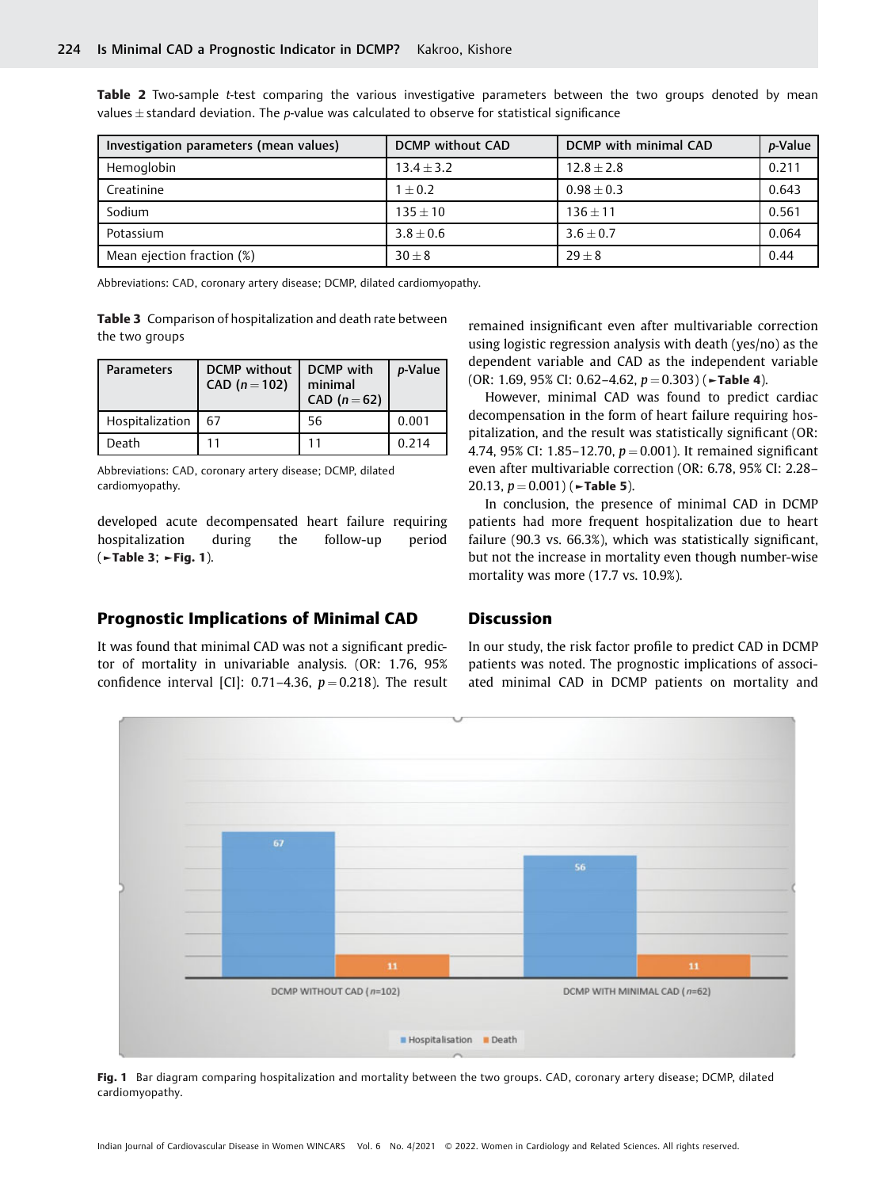**Table 2** Two-sample *t*-test comparing the various investigative parameters between the two groups denoted by mean values ± standard deviation. The *p*-value was calculated to observe for statistical significance

| Investigation parameters (mean values) | DCMP without CAD | DCMP with minimal CAD | *p*-Value |
|---|---|---|---|
| Hemoglobin | 13.4 ± 3.2 | 12.8 ± 2.8 | 0.211 |
| Creatinine | 1 ± 0.2 | 0.98 ± 0.3 | 0.643 |
| Sodium | 135 ± 10 | 136 ± 11 | 0.561 |
| Potassium | 3.8 ± 0.6 | 3.6 ± 0.7 | 0.064 |
| Mean ejection fraction (%) | 30 ± 8 | 29 ± 8 | 0.44 |

Abbreviations: CAD, coronary artery disease; DCMP, dilated cardiomyopathy.

**Table 3** Comparison of hospitalization and death rate between the two groups

| Parameters | DCMP without CAD ($n = 102$) | DCMP with minimal CAD ($n = 62$) | *p*-Value |
|---|---|---|---|
| Hospitalization | 67 | 56 | 0.001 |
| Death | 11 | 11 | 0.214 |

Abbreviations: CAD, coronary artery disease; DCMP, dilated cardiomyopathy.

developed acute decompensated heart failure requiring hospitalization during the follow-up period (►**Table 3**; ►**Fig. 1**).

## Prognostic Implications of Minimal CAD

It was found that minimal CAD was not a significant predictor of mortality in univariable analysis. (OR: 1.76, 95% confidence interval [CI]: 0.71–4.36, $p = 0.218$). The result remained insignificant even after multivariable correction using logistic regression analysis with death (yes/no) as the dependent variable and CAD as the independent variable (OR: 1.69, 95% CI: 0.62–4.62, $p = 0.303$) (►**Table 4**).

However, minimal CAD was found to predict cardiac decompensation in the form of heart failure requiring hospitalization, and the result was statistically significant (OR: 4.74, 95% CI: 1.85–12.70, $p = 0.001$). It remained significant even after multivariable correction (OR: 6.78, 95% CI: 2.28–20.13, $p = 0.001$) (►**Table 5**).

In conclusion, the presence of minimal CAD in DCMP patients had more frequent hospitalization due to heart failure (90.3 vs. 66.3%), which was statistically significant, but not the increase in mortality even though number-wise mortality was more (17.7 vs. 10.9%).

## Discussion

In our study, the risk factor profile to predict CAD in DCMP patients was noted. The prognostic implications of associated minimal CAD in DCMP patients on mortality and

**Fig. 1** Bar diagram comparing hospitalization and mortality between the two groups. CAD, coronary artery disease; DCMP, dilated cardiomyopathy.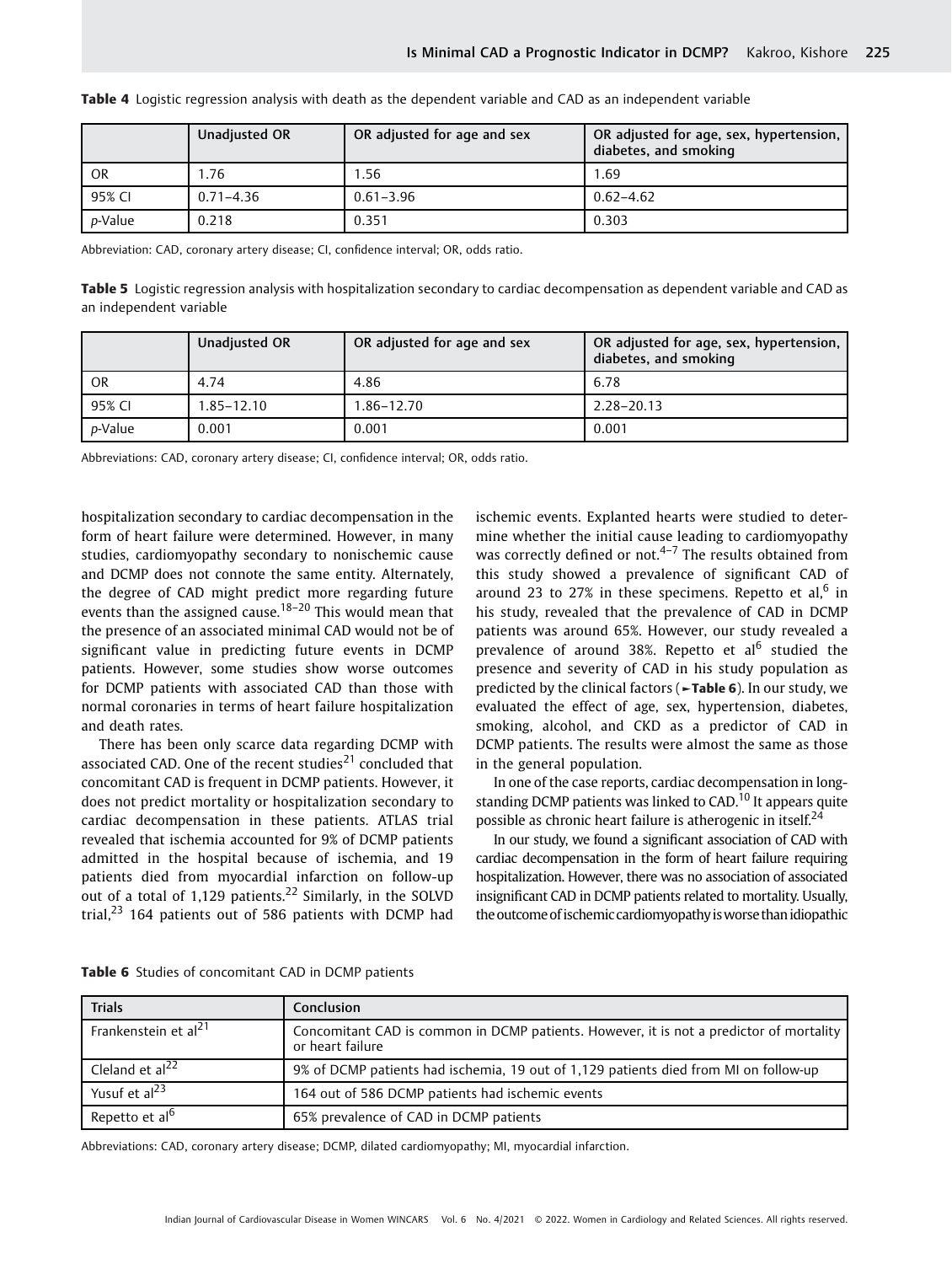**Table 4** Logistic regression analysis with death as the dependent variable and CAD as an independent variable

| | Unadjusted OR | OR adjusted for age and sex | OR adjusted for age, sex, hypertension, diabetes, and smoking |
|---|---|---|---|
| OR | 1.76 | 1.56 | 1.69 |
| 95% CI | 0.71–4.36 | 0.61–3.96 | 0.62–4.62 |
| *p*-Value | 0.218 | 0.351 | 0.303 |

Abbreviation: CAD, coronary artery disease; CI, confidence interval; OR, odds ratio.

**Table 5** Logistic regression analysis with hospitalization secondary to cardiac decompensation as dependent variable and CAD as an independent variable

| | Unadjusted OR | OR adjusted for age and sex | OR adjusted for age, sex, hypertension, diabetes, and smoking |
|---|---|---|---|
| OR | 4.74 | 4.86 | 6.78 |
| 95% CI | 1.85–12.10 | 1.86–12.70 | 2.28–20.13 |
| *p*-Value | 0.001 | 0.001 | 0.001 |

Abbreviations: CAD, coronary artery disease; CI, confidence interval; OR, odds ratio.

hospitalization secondary to cardiac decompensation in the form of heart failure were determined. However, in many studies, cardiomyopathy secondary to nonischemic cause and DCMP does not connote the same entity. Alternately, the degree of CAD might predict more regarding future events than the assigned cause.[18–20] This would mean that the presence of an associated minimal CAD would not be of significant value in predicting future events in DCMP patients. However, some studies show worse outcomes for DCMP patients with associated CAD than those with normal coronaries in terms of heart failure hospitalization and death rates.

There has been only scarce data regarding DCMP with associated CAD. One of the recent studies[21] concluded that concomitant CAD is frequent in DCMP patients. However, it does not predict mortality or hospitalization secondary to cardiac decompensation in these patients. ATLAS trial revealed that ischemia accounted for 9% of DCMP patients admitted in the hospital because of ischemia, and 19 patients died from myocardial infarction on follow-up out of a total of 1,129 patients.[22] Similarly, in the SOLVD trial,[23] 164 patients out of 586 patients with DCMP had ischemic events. Explanted hearts were studied to determine whether the initial cause leading to cardiomyopathy was correctly defined or not.[4–7] The results obtained from this study showed a prevalence of significant CAD of around 23 to 27% in these specimens. Repetto et al,[6] in his study, revealed that the prevalence of CAD in DCMP patients was around 65%. However, our study revealed a prevalence of around 38%. Repetto et al[6] studied the presence and severity of CAD in his study population as predicted by the clinical factors (►**Table 6**). In our study, we evaluated the effect of age, sex, hypertension, diabetes, smoking, alcohol, and CKD as a predictor of CAD in DCMP patients. The results were almost the same as those in the general population.

In one of the case reports, cardiac decompensation in longstanding DCMP patients was linked to CAD.[10] It appears quite possible as chronic heart failure is atherogenic in itself.[24]

In our study, we found a significant association of CAD with cardiac decompensation in the form of heart failure requiring hospitalization. However, there was no association of associated insignificant CAD in DCMP patients related to mortality. Usually, the outcome of ischemic cardiomyopathy is worse than idiopathic

**Table 6** Studies of concomitant CAD in DCMP patients

| Trials | Conclusion |
|---|---|
| Frankenstein et al[21] | Concomitant CAD is common in DCMP patients. However, it is not a predictor of mortality or heart failure |
| Cleland et al[22] | 9% of DCMP patients had ischemia, 19 out of 1,129 patients died from MI on follow-up |
| Yusuf et al[23] | 164 out of 586 DCMP patients had ischemic events |
| Repetto et al[6] | 65% prevalence of CAD in DCMP patients |

Abbreviations: CAD, coronary artery disease; DCMP, dilated cardiomyopathy; MI, myocardial infarction.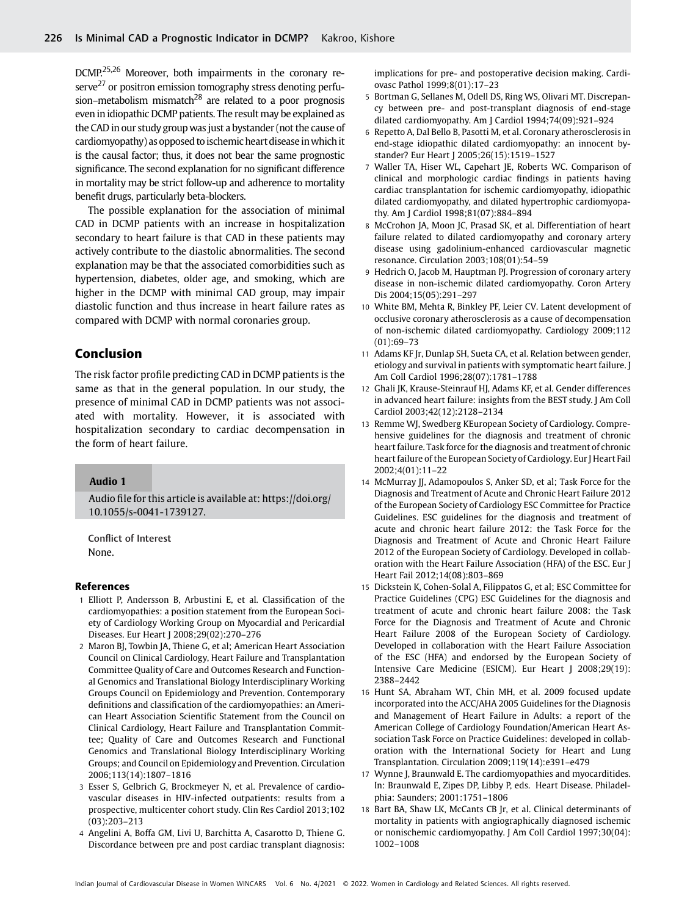DCMP.[25,26] Moreover, both impairments in the coronary reserve[27] or positron emission tomography stress denoting perfusion–metabolism mismatch[28] are related to a poor prognosis even in idiopathic DCMP patients. The result may be explained as the CAD in our study group was just a bystander (not the cause of cardiomyopathy) as opposed to ischemic heart disease in which it is the causal factor; thus, it does not bear the same prognostic significance. The second explanation for no significant difference in mortality may be strict follow-up and adherence to mortality benefit drugs, particularly beta-blockers.

The possible explanation for the association of minimal CAD in DCMP patients with an increase in hospitalization secondary to heart failure is that CAD in these patients may actively contribute to the diastolic abnormalities. The second explanation may be that the associated comorbidities such as hypertension, diabetes, older age, and smoking, which are higher in the DCMP with minimal CAD group, may impair diastolic function and thus increase in heart failure rates as compared with DCMP with normal coronaries group.

## Conclusion

The risk factor profile predicting CAD in DCMP patients is the same as that in the general population. In our study, the presence of minimal CAD in DCMP patients was not associated with mortality. However, it is associated with hospitalization secondary to cardiac decompensation in the form of heart failure.

**Audio 1**

Audio file for this article is available at: https://doi.org/10.1055/s-0041-1739127.

Conflict of Interest
None.

## References

1. Elliott P, Andersson B, Arbustini E, et al. Classification of the cardiomyopathies: a position statement from the European Society of Cardiology Working Group on Myocardial and Pericardial Diseases. Eur Heart J 2008;29(02):270–276
2. Maron BJ, Towbin JA, Thiene G, et al; American Heart Association Council on Clinical Cardiology, Heart Failure and Transplantation Committee Quality of Care and Outcomes Research and Functional Genomics and Translational Biology Interdisciplinary Working Groups Council on Epidemiology and Prevention. Contemporary definitions and classification of the cardiomyopathies: an American Heart Association Scientific Statement from the Council on Clinical Cardiology, Heart Failure and Transplantation Committee; Quality of Care and Outcomes Research and Functional Genomics and Translational Biology Interdisciplinary Working Groups; and Council on Epidemiology and Prevention. Circulation 2006;113(14):1807–1816
3. Esser S, Gelbrich G, Brockmeyer N, et al. Prevalence of cardiovascular diseases in HIV-infected outpatients: results from a prospective, multicenter cohort study. Clin Res Cardiol 2013;102(03):203–213
4. Angelini A, Boffa GM, Livi U, Barchitta A, Casarotto D, Thiene G. Discordance between pre and post cardiac transplant diagnosis: implications for pre- and postoperative decision making. Cardiovasc Pathol 1999;8(01):17–23
5. Bortman G, Sellanes M, Odell DS, Ring WS, Olivari MT. Discrepancy between pre- and post-transplant diagnosis of end-stage dilated cardiomyopathy. Am J Cardiol 1994;74(09):921–924
6. Repetto A, Dal Bello B, Pasotti M, et al. Coronary atherosclerosis in end-stage idiopathic dilated cardiomyopathy: an innocent bystander? Eur Heart J 2005;26(15):1519–1527
7. Waller TA, Hiser WL, Capehart JE, Roberts WC. Comparison of clinical and morphologic cardiac findings in patients having cardiac transplantation for ischemic cardiomyopathy, idiopathic dilated cardiomyopathy, and dilated hypertrophic cardiomyopathy. Am J Cardiol 1998;81(07):884–894
8. McCrohon JA, Moon JC, Prasad SK, et al. Differentiation of heart failure related to dilated cardiomyopathy and coronary artery disease using gadolinium-enhanced cardiovascular magnetic resonance. Circulation 2003;108(01):54–59
9. Hedrich O, Jacob M, Hauptman PJ. Progression of coronary artery disease in non-ischemic dilated cardiomyopathy. Coron Artery Dis 2004;15(05):291–297
10. White BM, Mehta R, Binkley PF, Leier CV. Latent development of occlusive coronary atherosclerosis as a cause of decompensation of non-ischemic dilated cardiomyopathy. Cardiology 2009;112(01):69–73
11. Adams KF Jr, Dunlap SH, Sueta CA, et al. Relation between gender, etiology and survival in patients with symptomatic heart failure. J Am Coll Cardiol 1996;28(07):1781–1788
12. Ghali JK, Krause-Steinrauf HJ, Adams KF, et al. Gender differences in advanced heart failure: insights from the BEST study. J Am Coll Cardiol 2003;42(12):2128–2134
13. Remme WJ, Swedberg KEuropean Society of Cardiology. Comprehensive guidelines for the diagnosis and treatment of chronic heart failure. Task force for the diagnosis and treatment of chronic heart failure of the European Society of Cardiology. Eur J Heart Fail 2002;4(01):11–22
14. McMurray JJ, Adamopoulos S, Anker SD, et al; Task Force for the Diagnosis and Treatment of Acute and Chronic Heart Failure 2012 of the European Society of Cardiology ESC Committee for Practice Guidelines. ESC guidelines for the diagnosis and treatment of acute and chronic heart failure 2012: the Task Force for the Diagnosis and Treatment of Acute and Chronic Heart Failure 2012 of the European Society of Cardiology. Developed in collaboration with the Heart Failure Association (HFA) of the ESC. Eur J Heart Fail 2012;14(08):803–869
15. Dickstein K, Cohen-Solal A, Filippatos G, et al; ESC Committee for Practice Guidelines (CPG) ESC Guidelines for the diagnosis and treatment of acute and chronic heart failure 2008: the Task Force for the Diagnosis and Treatment of Acute and Chronic Heart Failure 2008 of the European Society of Cardiology. Developed in collaboration with the Heart Failure Association of the ESC (HFA) and endorsed by the European Society of Intensive Care Medicine (ESICM). Eur Heart J 2008;29(19):2388–2442
16. Hunt SA, Abraham WT, Chin MH, et al. 2009 focused update incorporated into the ACC/AHA 2005 Guidelines for the Diagnosis and Management of Heart Failure in Adults: a report of the American College of Cardiology Foundation/American Heart Association Task Force on Practice Guidelines: developed in collaboration with the International Society for Heart and Lung Transplantation. Circulation 2009;119(14):e391–e479
17. Wynne J, Braunwald E. The cardiomyopathies and myocarditides. In: Braunwald E, Zipes DP, Libby P, eds. Heart Disease. Philadelphia: Saunders; 2001:1751–1806
18. Bart BA, Shaw LK, McCants CB Jr, et al. Clinical determinants of mortality in patients with angiographically diagnosed ischemic or nonischemic cardiomyopathy. J Am Coll Cardiol 1997;30(04):1002–1008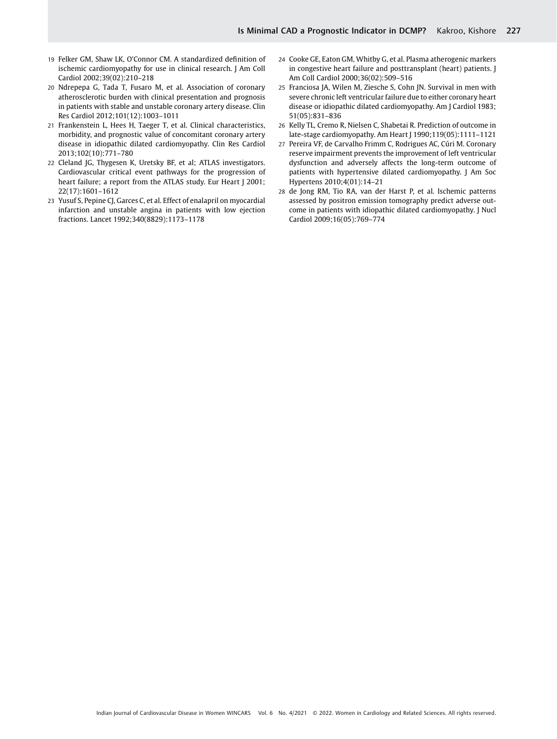19 Felker GM, Shaw LK, O'Connor CM. A standardized definition of ischemic cardiomyopathy for use in clinical research. J Am Coll Cardiol 2002;39(02):210–218

20 Ndrepepa G, Tada T, Fusaro M, et al. Association of coronary atherosclerotic burden with clinical presentation and prognosis in patients with stable and unstable coronary artery disease. Clin Res Cardiol 2012;101(12):1003–1011

21 Frankenstein L, Hees H, Taeger T, et al. Clinical characteristics, morbidity, and prognostic value of concomitant coronary artery disease in idiopathic dilated cardiomyopathy. Clin Res Cardiol 2013;102(10):771–780

22 Cleland JG, Thygesen K, Uretsky BF, et al; ATLAS investigators. Cardiovascular critical event pathways for the progression of heart failure; a report from the ATLAS study. Eur Heart J 2001; 22(17):1601–1612

23 Yusuf S, Pepine CJ, Garces C, et al. Effect of enalapril on myocardial infarction and unstable angina in patients with low ejection fractions. Lancet 1992;340(8829):1173–1178

24 Cooke GE, Eaton GM, Whitby G, et al. Plasma atherogenic markers in congestive heart failure and posttransplant (heart) patients. J Am Coll Cardiol 2000;36(02):509–516

25 Franciosa JA, Wilen M, Ziesche S, Cohn JN. Survival in men with severe chronic left ventricular failure due to either coronary heart disease or idiopathic dilated cardiomyopathy. Am J Cardiol 1983; 51(05):831–836

26 Kelly TL, Cremo R, Nielsen C, Shabetai R. Prediction of outcome in late-stage cardiomyopathy. Am Heart J 1990;119(05):1111–1121

27 Pereira VF, de Carvalho Frimm C, Rodrigues AC, Cúri M. Coronary reserve impairment prevents the improvement of left ventricular dysfunction and adversely affects the long-term outcome of patients with hypertensive dilated cardiomyopathy. J Am Soc Hypertens 2010;4(01):14–21

28 de Jong RM, Tio RA, van der Harst P, et al. Ischemic patterns assessed by positron emission tomography predict adverse outcome in patients with idiopathic dilated cardiomyopathy. J Nucl Cardiol 2009;16(05):769–774